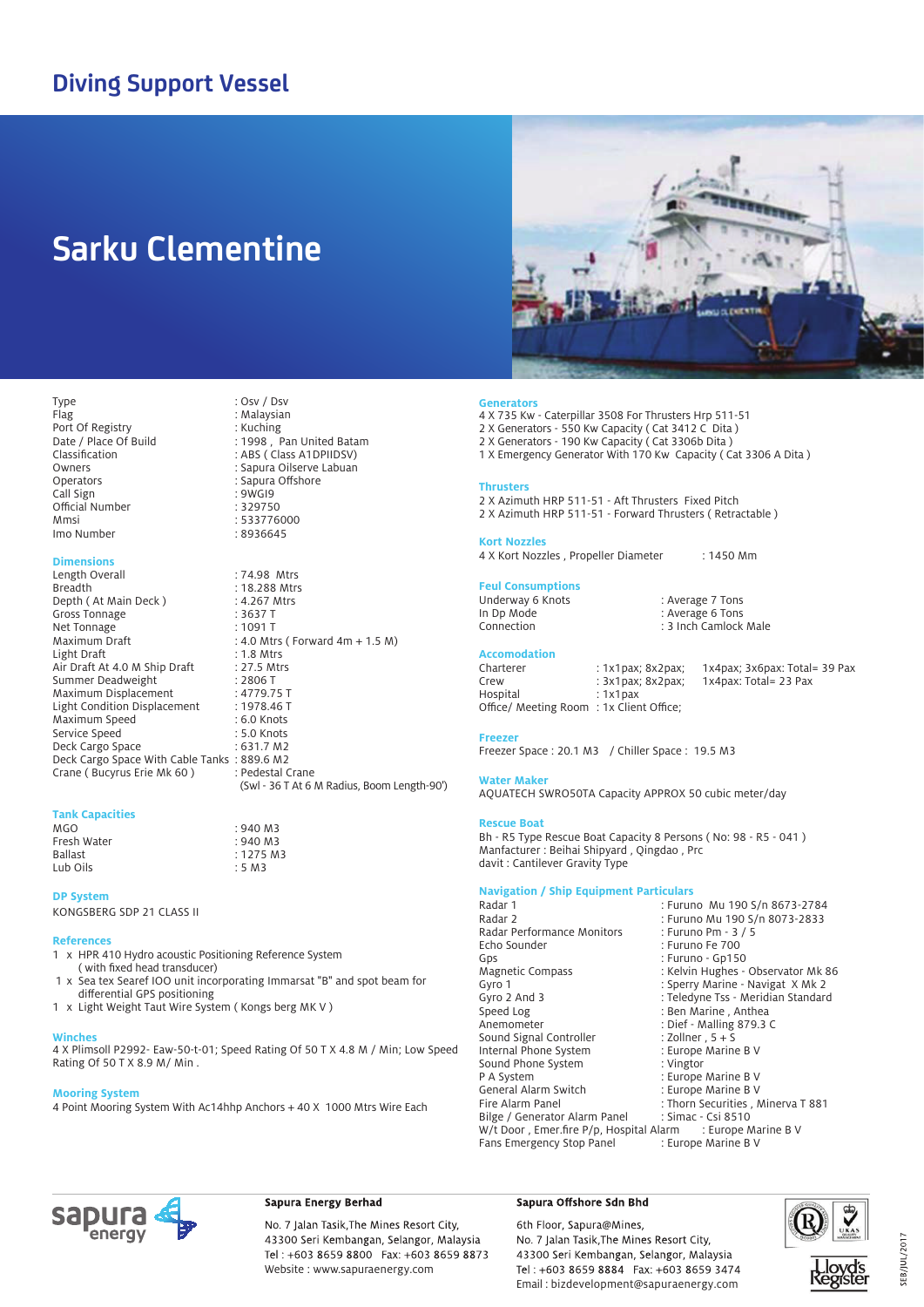# Diving Support Vessel

## Sarku Clementine

| | |
|---|---|
| Type | : Osv / Dsv |
| Flag | : Malaysian |
| Port Of Registry | : Kuching |
| Date / Place Of Build | : 1998 , Pan United Batam |
| Classification | : ABS ( Class A1DPIIDSV) |
| Owners | : Sapura Oilserve Labuan |
| Operators | : Sapura Offshore |
| Call Sign | : 9WGI9 |
| Official Number | : 329750 |
| Mmsi | : 533776000 |
| Imo Number | : 8936645 |

### Dimensions

| | |
|---|---|
| Length Overall | : 74.98 Mtrs |
| Breadth | : 18.288 Mtrs |
| Depth ( At Main Deck ) | : 4.267 Mtrs |
| Gross Tonnage | : 3637 T |
| Net Tonnage | : 1091 T |
| Maximum Draft | : 4.0 Mtrs ( Forward 4m + 1.5 M) |
| Light Draft | : 1.8 Mtrs |
| Air Draft At 4.0 M Ship Draft | : 27.5 Mtrs |
| Summer Deadweight | : 2806 T |
| Maximum Displacement | : 4779.75 T |
| Light Condition Displacement | : 1978.46 T |
| Maximum Speed | : 6.0 Knots |
| Service Speed | : 5.0 Knots |
| Deck Cargo Space | : 631.7 M2 |
| Deck Cargo Space With Cable Tanks | : 889.6 M2 |
| Crane ( Bucyrus Erie Mk 60 ) | : Pedestal Crane (Swl - 36 T At 6 M Radius, Boom Length-90') |

### Tank Capacities

| | |
|---|---|
| MGO | : 940 M3 |
| Fresh Water | : 940 M3 |
| Ballast | : 1275 M3 |
| Lub Oils | : 5 M3 |

### DP System

KONGSBERG SDP 21 CLASS II

### References

1 x HPR 410 Hydro acoustic Positioning Reference System ( with fixed head transducer)
1 x Sea tex Searef IOO unit incorporating Immarsat "B" and spot beam for differential GPS positioning
1 x Light Weight Taut Wire System ( Kongs berg MK V )

### Winches

4 X Plimsoll P2992- Eaw-50-t-01; Speed Rating Of 50 T X 4.8 M / Min; Low Speed Rating Of 50 T X 8.9 M/ Min .

### Mooring System

4 Point Mooring System With Ac14hhp Anchors + 40 X 1000 Mtrs Wire Each

### Generators

4 X 735 Kw - Caterpillar 3508 For Thrusters Hrp 511-51
2 X Generators - 550 Kw Capacity ( Cat 3412 C Dita )
2 X Generators - 190 Kw Capacity ( Cat 3306b Dita )
1 X Emergency Generator With 170 Kw Capacity ( Cat 3306 A Dita )

### Thrusters

2 X Azimuth HRP 511-51 - Aft Thrusters Fixed Pitch
2 X Azimuth HRP 511-51 - Forward Thrusters ( Retractable )

### Kort Nozzles

4 X Kort Nozzles , Propeller Diameter : 1450 Mm

### Feul Consumptions

| | |
|---|---|
| Underway 6 Knots | : Average 7 Tons |
| In Dp Mode | : Average 6 Tons |
| Connection | : 3 Inch Camlock Male |

### Accomodation

| | |
|---|---|
| Charterer | : 1x1pax; 8x2pax; 1x4pax; 3x6pax: Total= 39 Pax |
| Crew | : 3x1pax; 8x2pax; 1x4pax: Total= 23 Pax |
| Hospital | : 1x1pax |
| Office/ Meeting Room | : 1x Client Office; |

### Freezer

Freezer Space : 20.1 M3 / Chiller Space : 19.5 M3

### Water Maker

AQUATECH SWRO50TA Capacity APPROX 50 cubic meter/day

### Rescue Boat

Bh - R5 Type Rescue Boat Capacity 8 Persons ( No: 98 - R5 - 041 )
Manfacturer : Beihai Shipyard , Qingdao , Prc
davit : Cantilever Gravity Type

### Navigation / Ship Equipment Particulars

| | |
|---|---|
| Radar 1 | : Furuno Mu 190 S/n 8673-2784 |
| Radar 2 | : Furuno Mu 190 S/n 8073-2833 |
| Radar Performance Monitors | : Furuno Pm - 3 / 5 |
| Echo Sounder | : Furuno Fe 700 |
| Gps | : Furuno - Gp150 |
| Magnetic Compass | : Kelvin Hughes - Observator Mk 86 |
| Gyro 1 | : Sperry Marine - Navigat X Mk 2 |
| Gyro 2 And 3 | : Teledyne Tss - Meridian Standard |
| Speed Log | : Ben Marine , Anthea |
| Anemometer | : Dief - Malling 879.3 C |
| Sound Signal Controller | : Zollner , 5 + S |
| Internal Phone System | : Europe Marine B V |
| Sound Phone System | : Vingtor |
| P A System | : Europe Marine B V |
| General Alarm Switch | : Europe Marine B V |
| Fire Alarm Panel | : Thorn Securities , Minerva T 881 |
| Bilge / Generator Alarm Panel | : Simac - Csi 8510 |
| W/t Door , Emer.fire P/p, Hospital Alarm | : Europe Marine B V |
| Fans Emergency Stop Panel | : Europe Marine B V |

**Sapura Energy Berhad**
No. 7 Jalan Tasik,The Mines Resort City,
43300 Seri Kembangan, Selangor, Malaysia
Tel : +603 8659 8800 Fax: +603 8659 8873
Website : www.sapuraenergy.com

**Sapura Offshore Sdn Bhd**
6th Floor, Sapura@Mines,
No. 7 Jalan Tasik,The Mines Resort City,
43300 Seri Kembangan, Selangor, Malaysia
Tel : +603 8659 8884 Fax: +603 8659 3474
Email : bizdevelopment@sapuraenergy.com

SEB/JUL/2017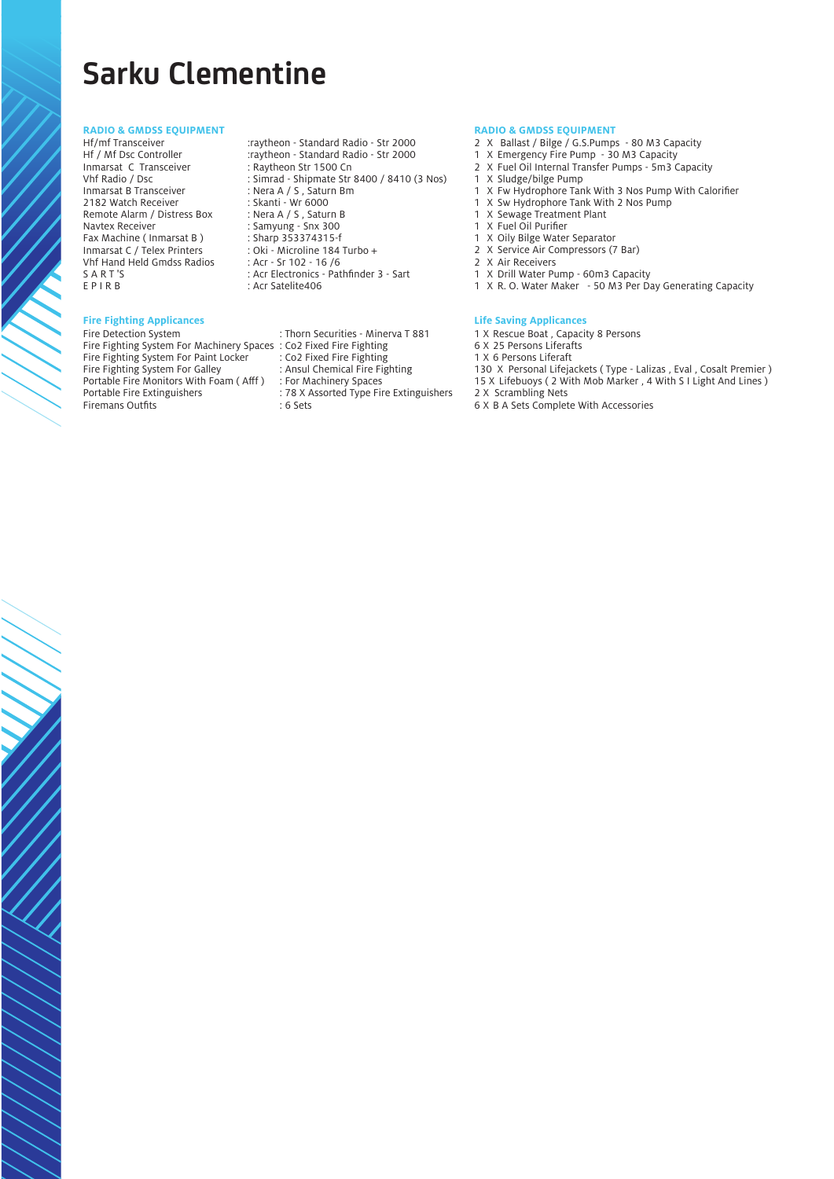# Sarku Clementine

## RADIO & GMDSS EQUIPMENT

| | |
|---|---|
| Hf/mf Transceiver | :raytheon - Standard Radio - Str 2000 |
| Hf / Mf Dsc Controller | :raytheon - Standard Radio - Str 2000 |
| Inmarsat C Transceiver | : Raytheon Str 1500 Cn |
| Vhf Radio / Dsc | : Simrad - Shipmate Str 8400 / 8410 (3 Nos) |
| Inmarsat B Transceiver | : Nera A / S , Saturn Bm |
| 2182 Watch Receiver | : Skanti - Wr 6000 |
| Remote Alarm / Distress Box | : Nera A / S , Saturn B |
| Navtex Receiver | : Samyung - Snx 300 |
| Fax Machine ( Inmarsat B ) | : Sharp 353374315-f |
| Inmarsat C / Telex Printers | : Oki - Microline 184 Turbo + |
| Vhf Hand Held Gmdss Radios | : Acr - Sr 102 - 16 /6 |
| S A R T 'S | : Acr Electronics - Pathfinder 3 - Sart |
| E P I R B | : Acr Satelite406 |

## Fire Fighting Applicances

| | |
|---|---|
| Fire Detection System | : Thorn Securities - Minerva T 881 |
| Fire Fighting System For Machinery Spaces | : Co2 Fixed Fire Fighting |
| Fire Fighting System For Paint Locker | : Co2 Fixed Fire Fighting |
| Fire Fighting System For Galley | : Ansul Chemical Fire Fighting |
| Portable Fire Monitors With Foam ( Afff ) | : For Machinery Spaces |
| Portable Fire Extinguishers | : 78 X Assorted Type Fire Extinguishers |
| Firemans Outfits | : 6 Sets |

## RADIO & GMDSS EQUIPMENT

- 2 X Ballast / Bilge / G.S.Pumps - 80 M3 Capacity
- 1 X Emergency Fire Pump - 30 M3 Capacity
- 2 X Fuel Oil Internal Transfer Pumps - 5m3 Capacity
- 1 X Sludge/bilge Pump
- 1 X Fw Hydrophore Tank With 3 Nos Pump With Calorifier
- 1 X Sw Hydrophore Tank With 2 Nos Pump
- 1 X Sewage Treatment Plant
- 1 X Fuel Oil Purifier
- 1 X Oily Bilge Water Separator
- 2 X Service Air Compressors (7 Bar)
- 2 X Air Receivers
- 1 X Drill Water Pump - 60m3 Capacity
- 1 X R. O. Water Maker - 50 M3 Per Day Generating Capacity

## Life Saving Applicances

- 1 X Rescue Boat , Capacity 8 Persons
- 6 X 25 Persons Liferafts
- 1 X 6 Persons Liferaft
- 130 X Personal Lifejackets ( Type - Lalizas , Eval , Cosalt Premier )
- 15 X Lifebuoys ( 2 With Mob Marker , 4 With S I Light And Lines )
- 2 X Scrambling Nets
- 6 X B A Sets Complete With Accessories